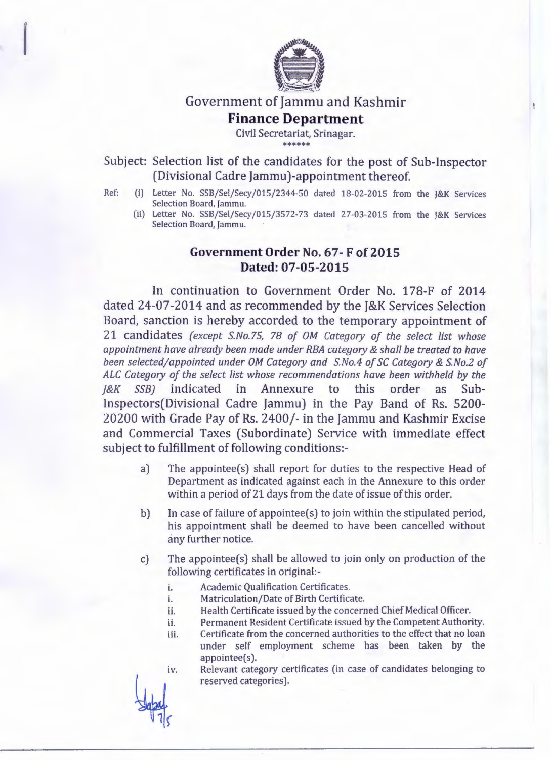# Government of Jammu and Kashmir

## Finance Department

Civil Secretariat, Srinagar.

\*\*\*\*\*\*

Subject: Selection list of the candidates for the post of Sub-Inspector (Divisional Cadre Jammu)-appointment thereof.

Ref: (i) Letter No. SSB/Sel/Secy/015/2344-50 dated 18-02-2015 from the J&K Services Selection Board, Jammu.

(ii) Letter No. SSB/Sel/Secy/015/3572-73 dated 27-03-2015 from the J&K Services Selection Board, Jammu.

### Government Order No. 67- F of 2015
### Dated: 07-05-2015

In continuation to Government Order No. 178-F of 2014 dated 24-07-2014 and as recommended by the J&K Services Selection Board, sanction is hereby accorded to the temporary appointment of 21 candidates *(except S.No.75, 78 of OM Category of the select list whose appointment have already been made under RBA category & shall be treated to have been selected/appointed under OM Category and S.No.4 of SC Category & S.No.2 of ALC Category of the select list whose recommendations have been withheld by the J&K SSB)* indicated in Annexure to this order as Sub-Inspectors(Divisional Cadre Jammu) in the Pay Band of Rs. 5200-20200 with Grade Pay of Rs. 2400/- in the Jammu and Kashmir Excise and Commercial Taxes (Subordinate) Service with immediate effect subject to fulfillment of following conditions:-

a) The appointee(s) shall report for duties to the respective Head of Department as indicated against each in the Annexure to this order within a period of 21 days from the date of issue of this order.

b) In case of failure of appointee(s) to join within the stipulated period, his appointment shall be deemed to have been cancelled without any further notice.

c) The appointee(s) shall be allowed to join only on production of the following certificates in original:-

   i. Academic Qualification Certificates.
   
   i. Matriculation/Date of Birth Certificate.
   
   ii. Health Certificate issued by the concerned Chief Medical Officer.
   
   ii. Permanent Resident Certificate issued by the Competent Authority.
   
   iii. Certificate from the concerned authorities to the effect that no loan under self employment scheme has been taken by the appointee(s).
   
   iv. Relevant category certificates (in case of candidates belonging to reserved categories).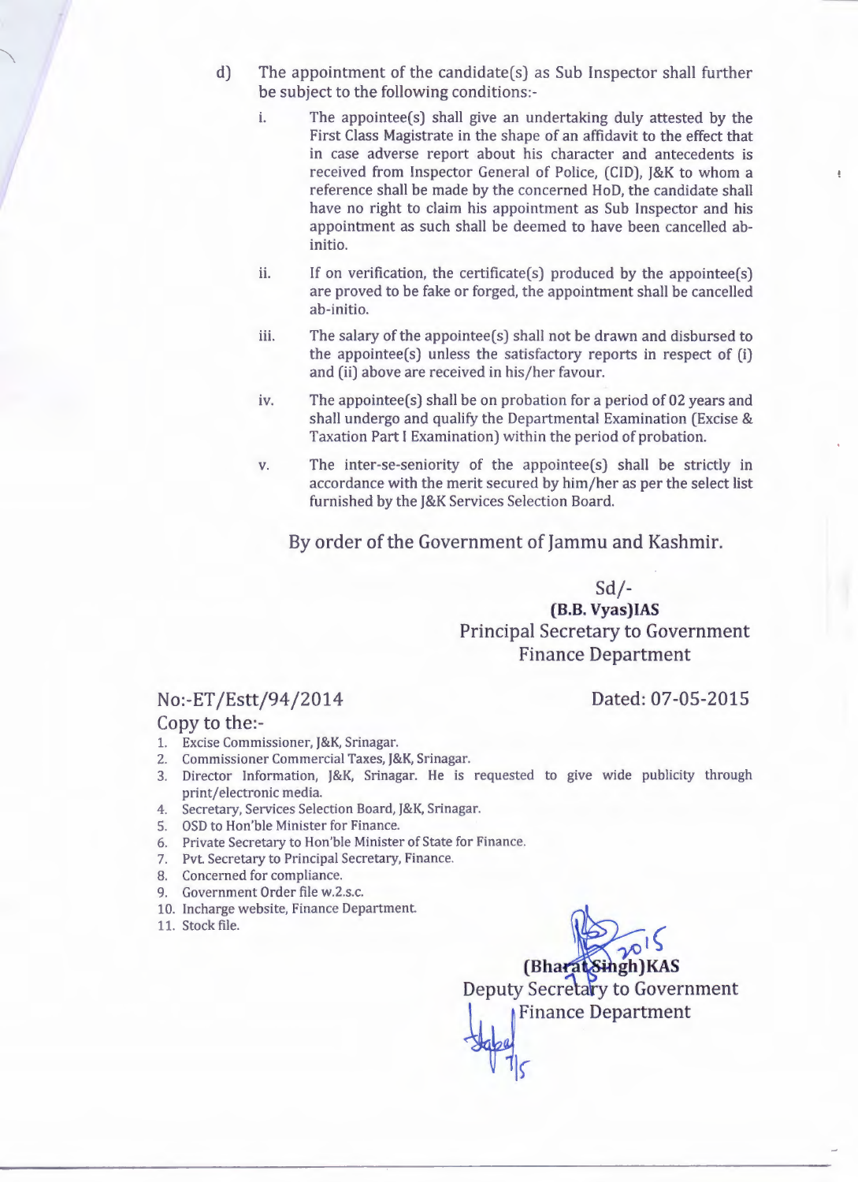d) The appointment of the candidate(s) as Sub Inspector shall further be subject to the following conditions:-

   i. The appointee(s) shall give an undertaking duly attested by the First Class Magistrate in the shape of an affidavit to the effect that in case adverse report about his character and antecedents is received from Inspector General of Police, (CID), J&K to whom a reference shall be made by the concerned HoD, the candidate shall have no right to claim his appointment as Sub Inspector and his appointment as such shall be deemed to have been cancelled ab-initio.

   ii. If on verification, the certificate(s) produced by the appointee(s) are proved to be fake or forged, the appointment shall be cancelled ab-initio.

   iii. The salary of the appointee(s) shall not be drawn and disbursed to the appointee(s) unless the satisfactory reports in respect of (i) and (ii) above are received in his/her favour.

   iv. The appointee(s) shall be on probation for a period of 02 years and shall undergo and qualify the Departmental Examination (Excise & Taxation Part I Examination) within the period of probation.

   v. The inter-se-seniority of the appointee(s) shall be strictly in accordance with the merit secured by him/her as per the select list furnished by the J&K Services Selection Board.

By order of the Government of Jammu and Kashmir.

Sd/-
**(B.B. Vyas)IAS**
Principal Secretary to Government
Finance Department

No:-ET/Estt/94/2014 Dated: 07-05-2015

Copy to the:-

1. Excise Commissioner, J&K, Srinagar.
2. Commissioner Commercial Taxes, J&K, Srinagar.
3. Director Information, J&K, Srinagar. He is requested to give wide publicity through print/electronic media.
4. Secretary, Services Selection Board, J&K, Srinagar.
5. OSD to Hon'ble Minister for Finance.
6. Private Secretary to Hon'ble Minister of State for Finance.
7. Pvt. Secretary to Principal Secretary, Finance.
8. Concerned for compliance.
9. Government Order file w.2.s.c.
10. Incharge website, Finance Department.
11. Stock file.

**(Bharat Singh)KAS**
Deputy Secretary to Government
Finance Department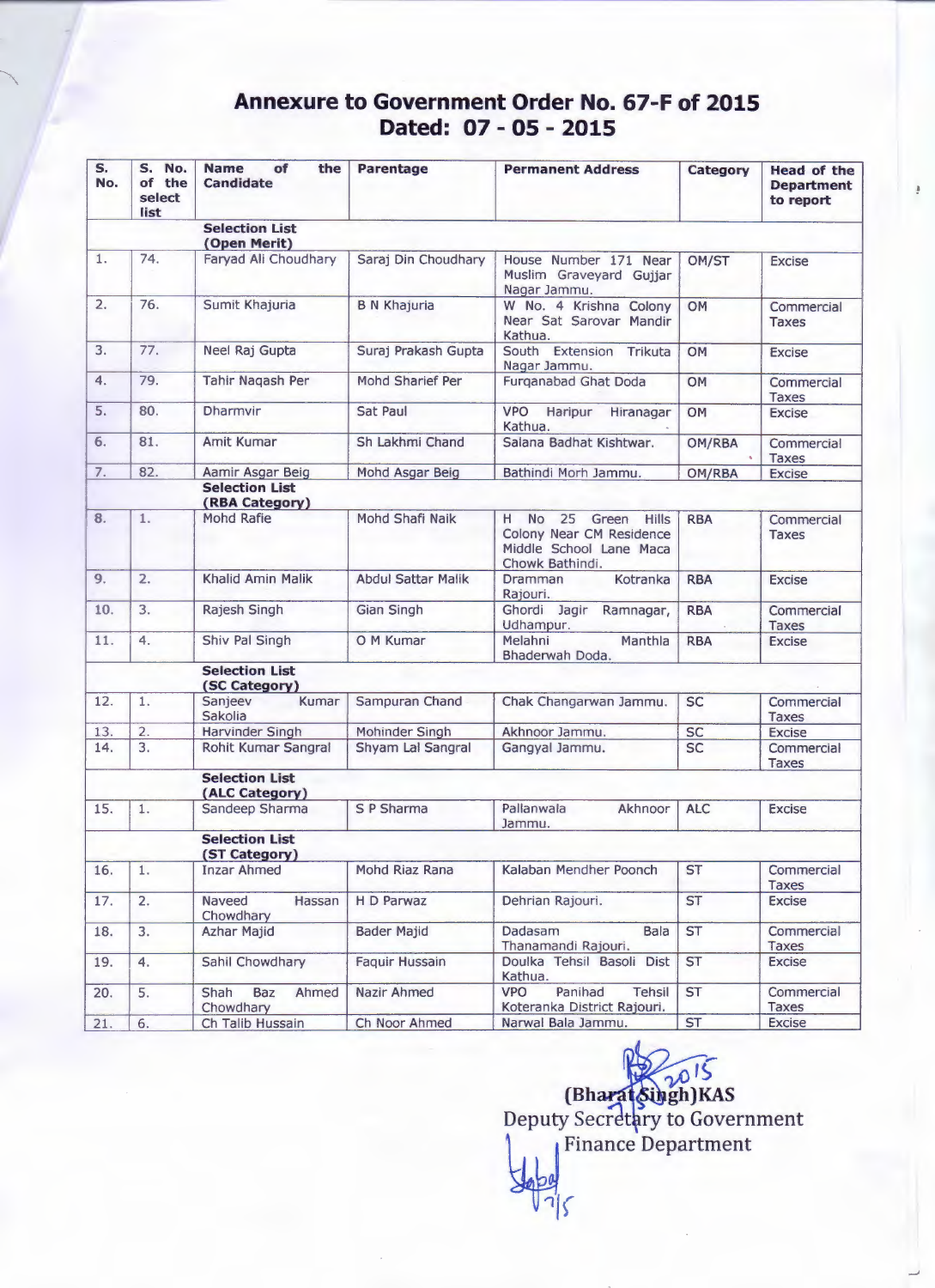# Annexure to Government Order No. 67-F of 2015
## Dated: 07 - 05 - 2015

| S. No. | S. No. of the select list | Name of the Candidate | Parentage | Permanent Address | Category | Head of the Department to report |
|---|---|---|---|---|---|---|
| | | **Selection List (Open Merit)** | | | | |
| 1. | 74. | Faryad Ali Choudhary | Saraj Din Choudhary | House Number 171 Near Muslim Graveyard Gujjar Nagar Jammu. | OM/ST | Excise |
| 2. | 76. | Sumit Khajuria | B N Khajuria | W No. 4 Krishna Colony Near Sat Sarovar Mandir Kathua. | OM | Commercial Taxes |
| 3. | 77. | Neel Raj Gupta | Suraj Prakash Gupta | South Extension Trikuta Nagar Jammu. | OM | Excise |
| 4. | 79. | Tahir Naqash Per | Mohd Sharief Per | Furqanabad Ghat Doda | OM | Commercial Taxes |
| 5. | 80. | Dharmvir | Sat Paul | VPO Haripur Hiranagar Kathua. | OM | Excise |
| 6. | 81. | Amit Kumar | Sh Lakhmi Chand | Salana Badhat Kishtwar. | OM/RBA | Commercial Taxes |
| 7. | 82. | Aamir Asgar Beig | Mohd Asgar Beig | Bathindi Morh Jammu. | OM/RBA | Excise |
| | | **Selection List (RBA Category)** | | | | |
| 8. | 1. | Mohd Rafie | Mohd Shafi Naik | H No 25 Green Hills Colony Near CM Residence Middle School Lane Maca Chowk Bathindi. | RBA | Commercial Taxes |
| 9. | 2. | Khalid Amin Malik | Abdul Sattar Malik | Dramman Kotranka Rajouri. | RBA | Excise |
| 10. | 3. | Rajesh Singh | Gian Singh | Ghordi Jagir Ramnagar, Udhampur. | RBA | Commercial Taxes |
| 11. | 4. | Shiv Pal Singh | O M Kumar | Melahni Manthla Bhaderwah Doda. | RBA | Excise |
| | | **Selection List (SC Category)** | | | | |
| 12. | 1. | Sanjeev Kumar Sakolia | Sampuran Chand | Chak Changarwan Jammu. | SC | Commercial Taxes |
| 13. | 2. | Harvinder Singh | Mohinder Singh | Akhnoor Jammu. | SC | Excise |
| 14. | 3. | Rohit Kumar Sangral | Shyam Lal Sangral | Gangyal Jammu. | SC | Commercial Taxes |
| | | **Selection List (ALC Category)** | | | | |
| 15. | 1. | Sandeep Sharma | S P Sharma | Pallanwala Akhnoor Jammu. | ALC | Excise |
| | | **Selection List (ST Category)** | | | | |
| 16. | 1. | Inzar Ahmed | Mohd Riaz Rana | Kalaban Mendher Poonch | ST | Commercial Taxes |
| 17. | 2. | Naveed Hassan Chowdhary | H D Parwaz | Dehrian Rajouri. | ST | Excise |
| 18. | 3. | Azhar Majid | Bader Majid | Dadasam Bala Thanamandi Rajouri. | ST | Commercial Taxes |
| 19. | 4. | Sahil Chowdhary | Faquir Hussain | Doulka Tehsil Basoli Dist Kathua. | ST | Excise |
| 20. | 5. | Shah Baz Ahmed Chowdhary | Nazir Ahmed | VPO Panihad Tehsil Koteranka District Rajouri. | ST | Commercial Taxes |
| 21. | 6. | Ch Talib Hussain | Ch Noor Ahmed | Narwal Bala Jammu. | ST | Excise |

(Bharat Singh)KAS
Deputy Secretary to Government
Finance Department